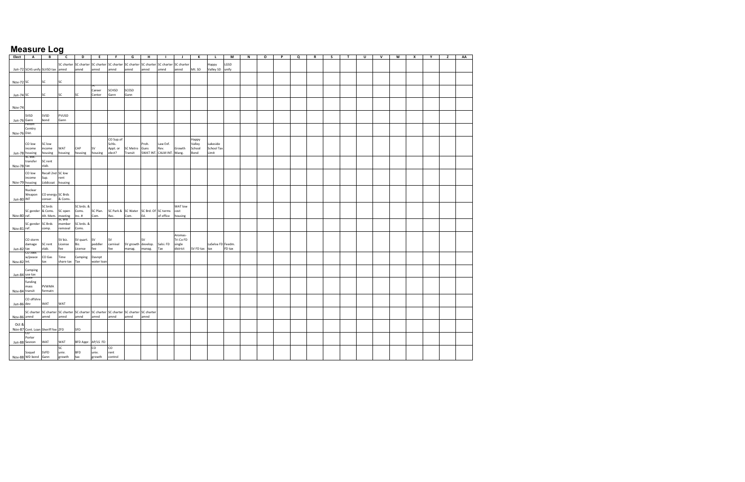# Measure Log

| Elect | A | B | C | D | E | F | G | H | I | J | K | L | M | N | O | P | Q | R | S | T | U | V | W | X | Y | Z | AA |
|---|---|---|---|---|---|---|---|---|---|---|---|---|---|---|---|---|---|---|---|---|---|---|---|---|---|---|---|
| Jun-72 | SCHS unify | SLVSD tax | SC charter amnd | SC charter amnd | SC charter amnd | SC charter amnd | SC charter amnd | SC charter amnd | SC charter amnd | SC charter amnd | Mt. SD | Happy Valley SD | LGSD unify | | | | | | | | | | | | | | |
| Nov-72 | SC | SC | SC | | | | | | | | | | | | | | | | | | | | | | | | |
| Jun-74 | SC | SC | SC | SC | SC Career Center | SCHSD Gann | SCESD Gann | | | | | | | | | | | | | | | | | | | | |
| Nov-74 | | | | | | | | | | | | | | | | | | | | | | | | | | | |
| Jun-76 | SVSD Gann | SVSD bond | PVUSD Gann | | | | | | | | | | | | | | | | | | | | | | | | |
| Nov-76 | Felton Cemtry Dist. | | | | | | | | | | | | | | | | | | | | | | | | | | |
| Jun-78 | CO low income housing | SC low income housing | WAT housing | CAP housing | SV housing | CO Sup.of Schls. Appt. or elect? | SC Metro Transit | Proh. Guns SWAT INT. | Law Enf. Rev. CALM INT. | Growth Mang. | Happy Valley School Bond | Lakeside School Tax Limit | | | | | | | | | | | | | | | |
| Nov-78 | SC bus. transfer tax | SC rent stab. | | | | | | | | | | | | | | | | | | | | | | | | | |
| Nov-79 | CO low income housing | Recall 2nd Sup. Liddicoat | SC low rent housing | | | | | | | | | | | | | | | | | | | | | | | | |
| Jun-80 | Nuclear Weapon INT | CO energy conser. | SC Brds & Coms. | | | | | | | | | | | | | | | | | | | | | | | | |
| Nov-80 | SC gender ref. | SC brds & Coms. Alt. Mem. | SC open meeting | SC brds. & Coms. Inc. # | SC Plan. Com. | SC Park & Rec. | SC Water Com. | SC Brd. Of Ed. | SC terms of office | WAT low cost housing | | | | | | | | | | | | | | | | | |
| Nov-81 | SC gender ref. | SC Brds comp. | SC Brd member removal | SC brds. & Coms. | | | | | | | | | | | | | | | | | | | | | | | |
| Jun-82 | CO storm damage tax | SC rent stab. | SV biz. License fee | SV quart. Biz. License | SV peddler fee | SV carnival fee | SV growth manag. | SV develop. manag. | Salsi. FD Tax | Aromas-Tri Co FD single district | SV FD tax | LaSelva FD tax | Feedm. FD tax | | | | | | | | | | | | | | |
| Nov-82 | CO Jobs w/peace Int. | CO Gas tax | Time share tax | Camping Tax | Davnpt water loan | | | | | | | | | | | | | | | | | | | | | | |
| Jun-84 | Camping use tax | | | | | | | | | | | | | | | | | | | | | | | | | | |
| Nov-84 | State funding mass transit | PVWMA formatn | | | | | | | | | | | | | | | | | | | | | | | | | |
| Jun-86 | CO offshre dev | WAT | WAT | | | | | | | | | | | | | | | | | | | | | | | | |
| Nov-86 | SC charter amnd | SC charter amnd | SC charter amnd | SC charter amnd | SC charter amnd | SC charter amnd | SC charter amnd | SC charter amnd | | | | | | | | | | | | | | | | | | | |
| Oct & Nov-87 | Cont. Loan | Sheriff fee | ZFD | SFD | | | | | | | | | | | | | | | | | | | | | | | |
| Jun-88 | CO Porter Sesnon | WAT | WAT | BFD Appr. | AP/LS FD | | | | | | | | | | | | | | | | | | | | | | |
| Nov-88 | Soquel WD bond | SVFD Gann | SC univ. growth | BFD tax | CO univ. growth | CO rent control | | | | | | | | | | | | | | | | | | | | | |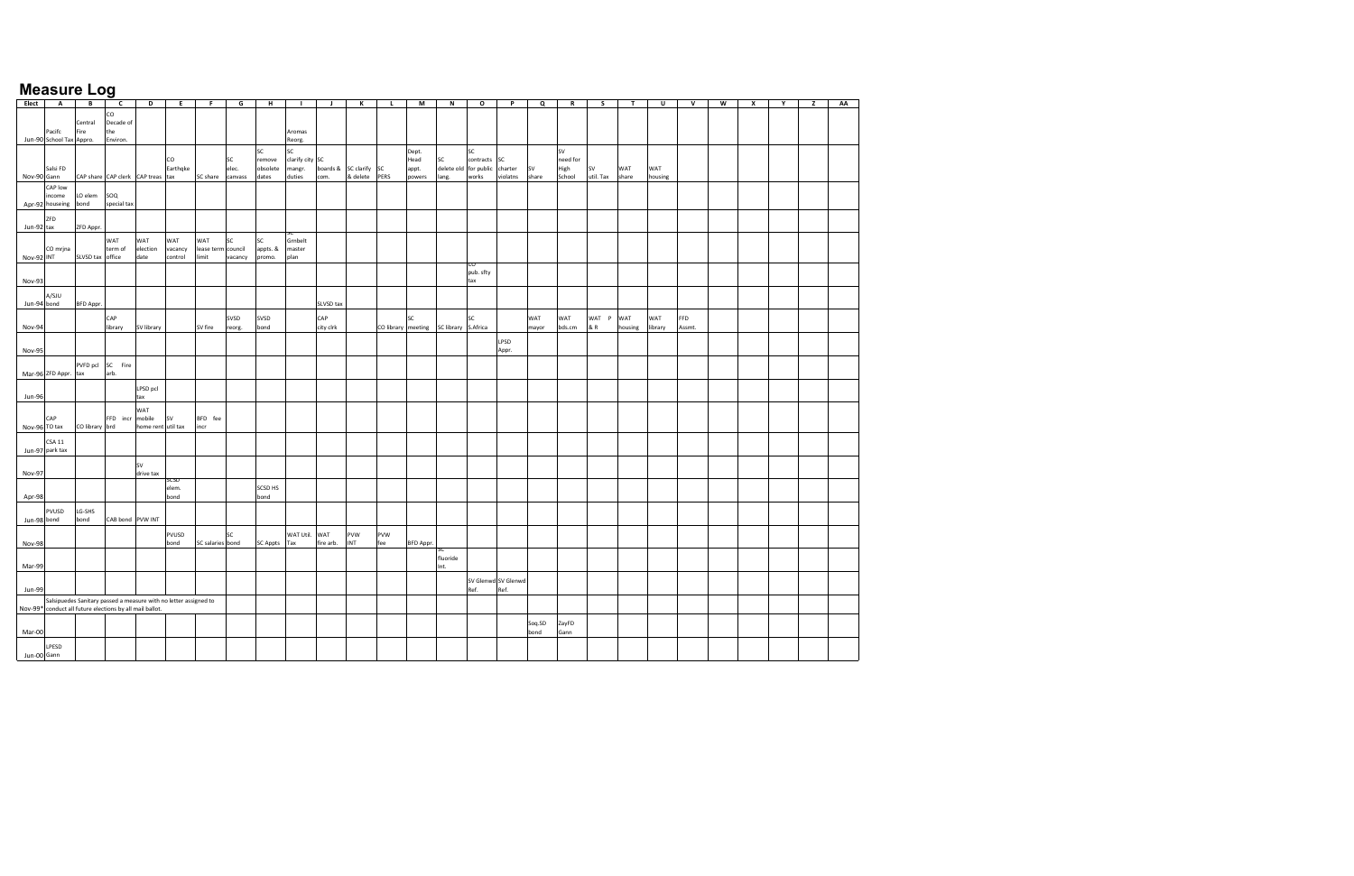# Measure Log

| Elect | A | B | C | D | E | F | G | H | I | J | K | L | M | N | O | P | Q | R | S | T | U | V | W | X | Y | Z | AA |
|---|---|---|---|---|---|---|---|---|---|---|---|---|---|---|---|---|---|---|---|---|---|---|---|---|---|---|---|
| Jun-90 | Pacifc School Tax | Central Fire Appro. | CO Decade of the Environ. | | | | | | Aromas Reorg. | | | | | | | | | | | | | | | | | | |
| Nov-90 | Salsi FD Gann | CAP share | CAP clerk | CAP treas | CO Earthqke tax | SC share | SC elec. canvass | SC remove obsolete dates | SC clarify city mangr. duties | SC boards & com. | SC clarify & delete | SC PERS | Dept. Head appt. powers | SC delete old lang. | SC contracts for public works | SC charter violatns | SV share | SV need for High School | SV util. Tax | WAT share | WAT housing | | | | | | |
| Apr-92 | CAP low income houseing | LO elem bond | SOQ special tax | | | | | | | | | | | | | | | | | | | | | | | | |
| Jun-92 | ZFD tax | ZFD Appr. | | | | | | | | | | | | | | | | | | | | | | | | | |
| Nov-92 | CO mrjna INT | SLVSD tax | WAT term of office | WAT election date | WAT vacancy control | WAT lease term limit | SC council vacancy | SC appts. & promo. | SC Grnbelt master plan | | | | | | | | | | | | | | | | | | |
| Nov-93 | | | | | | | | | | | | | | | CO pub. sfty tax | | | | | | | | | | | | |
| Jun-94 | A/SJU bond | BFD Appr. | | | | | | | | SLVSD tax | | | | | | | | | | | | | | | | | |
| Nov-94 | | | CAP library | SV library | | SV fire | SVSD reorg. | SVSD bond | | CAP city clrk | | CO library | SC meeting | SC library | SC S.Africa | | WAT mayor | WAT bds.cm | WAT P & R | WAT housing | WAT library | FFD Assmt. | | | | | |
| Nov-95 | | | | | | | | | | | | | | | | LPSD Appr. | | | | | | | | | | | |
| Mar-96 | ZFD Appr. | PVFD pcl tax | SC Fire arb. | | | | | | | | | | | | | | | | | | | | | | | | |
| Jun-96 | | | | LPSD pcl tax | | | | | | | | | | | | | | | | | | | | | | | |
| Nov-96 | CAP TO tax | CO library | FFD incr brd | WAT mobile home rent | SV util tax | BFD fee incr | | | | | | | | | | | | | | | | | | | | | |
| Jun-97 | CSA 11 park tax | | | | | | | | | | | | | | | | | | | | | | | | | | |
| Nov-97 | | | | SV drive tax | | | | | | | | | | | | | | | | | | | | | | | |
| Apr-98 | | | | | SCSD elem. bond | | | SCSD HS bond | | | | | | | | | | | | | | | | | | | |
| Jun-98 | PVUSD bond | LG-SHS bond | CAB bond | PVW INT | | | | | | | | | | | | | | | | | | | | | | | |
| Nov-98 | | | | | PVUSD bond | SC salaries | SC bond | SC Appts | WAT Util. Tax | WAT fire arb. | PVW INT | PVW fee | BFD Appr. | | | | | | | | | | | | | | |
| Mar-99 | | | | | | | | | | | | | | SC fluoride Int. | | | | | | | | | | | | | |
| Jun-99 | | | | | | | | | | | | | | | SV Glenwd Ref. | SV Glenwd Ref. | | | | | | | | | | | |
| Nov-99* | Salsipuedes Sanitary passed a measure with no letter assigned to conduct all future elections by all mail ballot. | | | | | | | | | | | | | | | | | | | | | | | | | | |
| Mar-00 | | | | | | | | | | | | | | | | | Soq.SD bond | ZayFD Gann | | | | | | | | | |
| Jun-00 | LPESD Gann | | | | | | | | | | | | | | | | | | | | | | | | | | |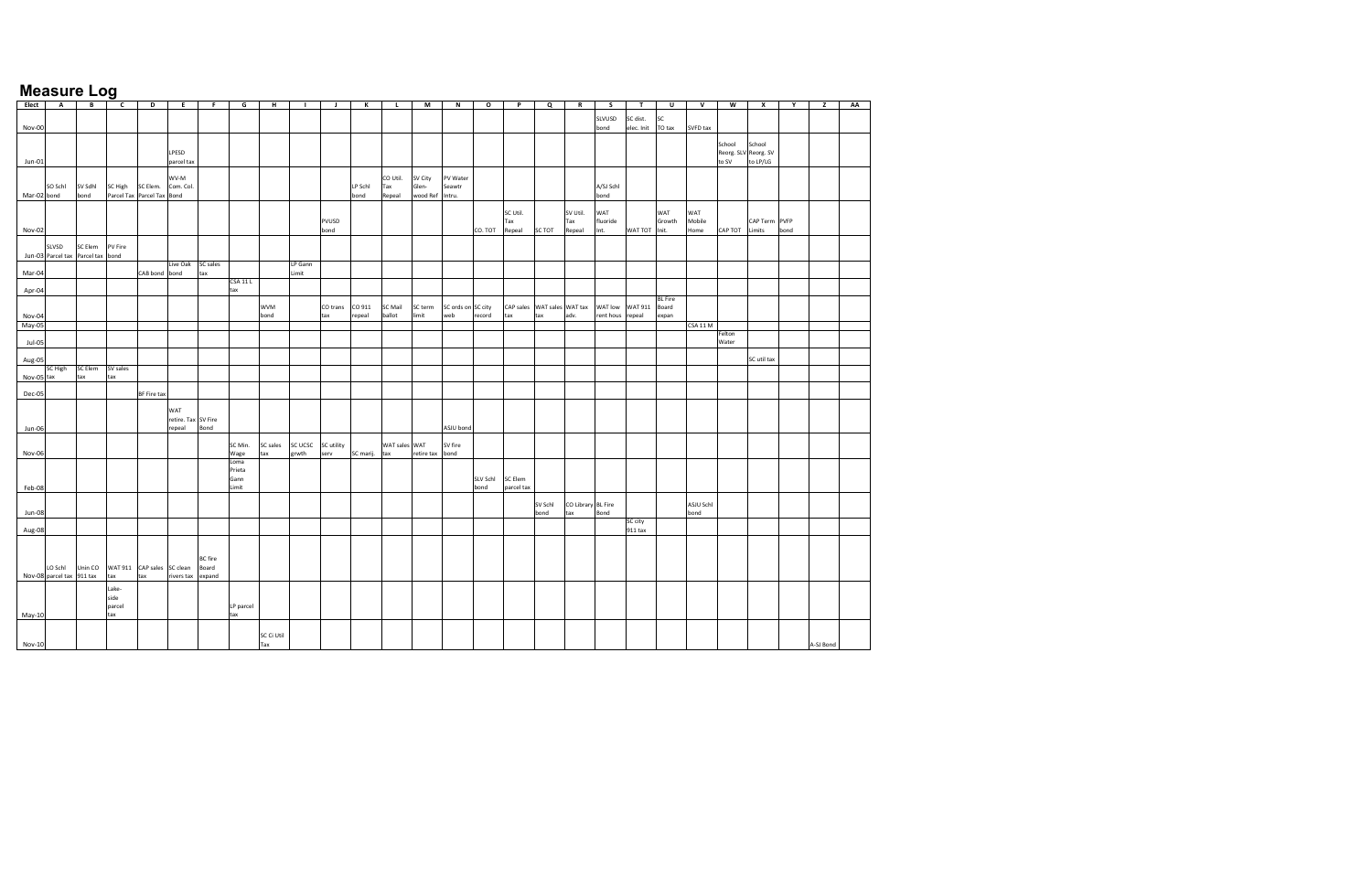# Measure Log

| Elect | A | B | C | D | E | F | G | H | I | J | K | L | M | N | O | P | Q | R | S | T | U | V | W | X | Y | Z | AA |
|---|---|---|---|---|---|---|---|---|---|---|---|---|---|---|---|---|---|---|---|---|---|---|---|---|---|---|---|
| Nov-00 | | | | | | | | | | | | | | | | | | | SLVUSD bond | SC dist. elec. Init | SC TO tax | SVFD tax | | | | | |
| Jun-01 | | | | | LPESD parcel tax | | | | | | | | | | | | | | | | | | School Reorg. SLV to SV | School Reorg. SV to LP/LG | | | |
| Mar-02 | SO Schl bond | SV Sdhl bond | SC High Parcel Tax | SC Elem. Parcel Tax | WV-M Com. Col. Bond | | | | | | LP Schl bond | CO Util. Tax Repeal | SV City Glen-wood Ref | PV Water Seawtr Intru. | | | | | A/SJ Schl bond | | | | | | | | |
| Nov-02 | | | | | | | | | | PVUSD bond | | | | | CO. TOT | SC Util. Tax Repeal | SC TOT | SV Util. Tax Repeal | WAT fluoride Int. | WAT TOT | WAT Growth Init. | WAT Mobile Home | CAP TOT | CAP Term Limits | PVFP bond | | |
| Jun-03 | SLVSD Parcel tax | SC Elem Parcel tax | PV Fire bond | | | | | | | | | | | | | | | | | | | | | | | | |
| Mar-04 | | | | CAB bond | Live Oak bond | SC sales tax | | | LP Gann Limit | | | | | | | | | | | | | | | | | | |
| Apr-04 | | | | | | | CSA 11 L tax | | | | | | | | | | | | | | | | | | | | |
| Nov-04 | | | | | | | | WVM bond | | CO trans tax | CO 911 repeal | SC Mail ballot | SC term limit | SC ords on web | SC city record | CAP sales tax | WAT sales tax | WAT tax adv. | WAT low rent hous | WAT 911 repeal | BL Fire Board expan | | | | | | |
| May-05 | | | | | | | | | | | | | | | | | | | | | | CSA 11 M | | | | | |
| Jul-05 | | | | | | | | | | | | | | | | | | | | | | | Felton Water | | | | |
| Aug-05 | | | | | | | | | | | | | | | | | | | | | | | | SC util tax | | | |
| Nov-05 | SC High tax | SC Elem tax | SV sales tax | | | | | | | | | | | | | | | | | | | | | | | | |
| Dec-05 | | | | BF Fire tax | | | | | | | | | | | | | | | | | | | | | | | |
| Jun-06 | | | | | WAT retire. Tax repeal | SV Fire Bond | | | | | | | | ASJU bond | | | | | | | | | | | | | |
| Nov-06 | | | | | | | SC Min. Wage | SC sales tax | SC UCSC grwth | SC utility serv | SC marij. | WAT sales tax | WAT retire tax | SV fire bond | | | | | | | | | | | | | |
| Feb-08 | | | | | | | Loma Prieta Gann Limit | | | | | | | | SLV Schl bond | SC Elem parcel tax | | | | | | | | | | | |
| Jun-08 | | | | | | | | | | | | | | | | | SV Schl bond | CO Library tax | BL Fire Bond | | | ASJU Schl bond | | | | | |
| Aug-08 | | | | | | | | | | | | | | | | | | | | SC city 911 tax | | | | | | | |
| Nov-08 | LO Schl parcel tax | Unin CO 911 tax | WAT 911 tax | CAP sales tax | SC clean rivers tax | BC fire Board expand | | | | | | | | | | | | | | | | | | | | | |
| May-10 | | | Lake-side parcel tax | | | | LP parcel tax | | | | | | | | | | | | | | | | | | | | |
| Nov-10 | | | | | | | | SC Ci Util Tax | | | | | | | | | | | | | | | | | | A-SJ Bond | |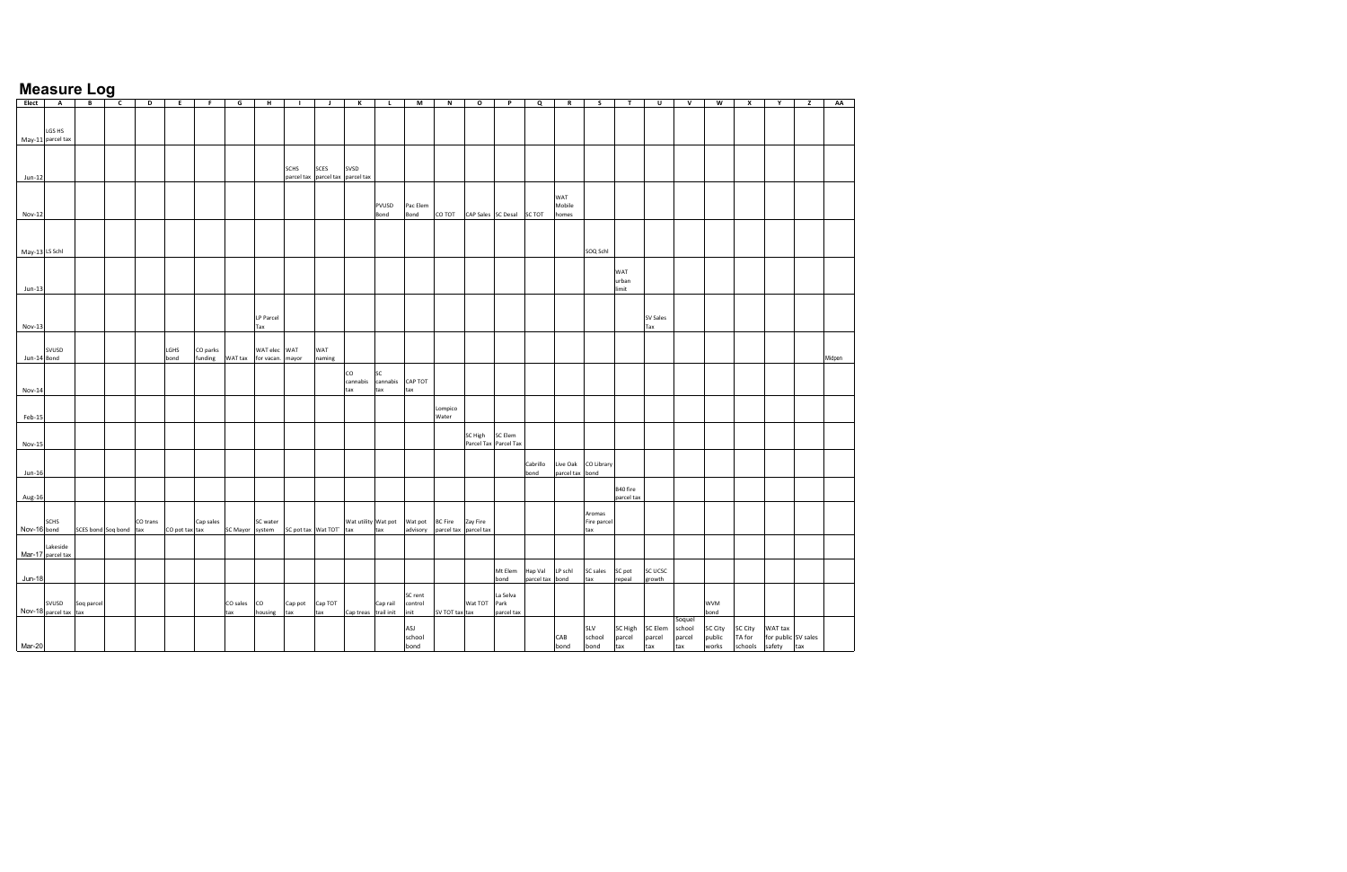# Measure Log

| Elect | A | B | C | D | E | F | G | H | I | J | K | L | M | N | O | P | Q | R | S | T | U | V | W | X | Y | Z | AA |
|---|---|---|---|---|---|---|---|---|---|---|---|---|---|---|---|---|---|---|---|---|---|---|---|---|---|---|---|
| May-11 | LGS HS parcel tax | | | | | | | | | | | | | | | | | | | | | | | | | | |
| Jun-12 | | | | | | | | | SCHS parcel tax | SCES parcel tax | SVSD parcel tax | | | | | | | | | | | | | | | | |
| Nov-12 | | | | | | | | | | | | PVUSD Bond | Pac Elem Bond | CO TOT | CAP Sales | SC Desal | SC TOT | WAT Mobile homes | | | | | | | | | |
| May-13 | LS Schl | | | | | | | | | | | | | | | | | | SOQ Schl | | | | | | | | |
| Jun-13 | | | | | | | | | | | | | | | | | | | | WAT urban limit | | | | | | | |
| Nov-13 | | | | | | | | LP Parcel Tax | | | | | | | | | | | | | SV Sales Tax | | | | | | |
| Jun-14 | SVUSD Bond | | | | LGHS bond | CO parks funding | WAT tax | WAT elec for vacan. | WAT mayor | WAT naming | | | | | | | | | | | | | | | | | Midpen |
| Nov-14 | | | | | | | | | | | CO cannabis tax | SC cannabis tax | CAP TOT tax | | | | | | | | | | | | | | |
| Feb-15 | | | | | | | | | | | | | | Lompico Water | | | | | | | | | | | | | |
| Nov-15 | | | | | | | | | | | | | | | SC High Parcel Tax | SC Elem Parcel Tax | | | | | | | | | | | |
| Jun-16 | | | | | | | | | | | | | | | | | Cabrillo bond | Live Oak parcel tax | CO Library bond | | | | | | | | |
| Aug-16 | | | | | | | | | | | | | | | | | | | | B40 fire parcel tax | | | | | | | |
| Nov-16 | SCHS bond | SCES bond | Soq bond | CO trans tax | CO pot tax | Cap sales tax | SC Mayor | SC water system | SC pot tax | Wat TOT | Wat utility tax | Wat pot tax | Wat pot advisory | BC Fire parcel tax | Zay Fire parcel tax | | | | Aromas Fire parcel tax | | | | | | | | |
| Mar-17 | Lakeside parcel tax | | | | | | | | | | | | | | | | | | | | | | | | | | |
| Jun-18 | | | | | | | | | | | | | | | | Mt Elem bond | Hap Val parcel tax | LP schl bond | SC sales tax | SC pot repeal | SC UCSC growth | | | | | | |
| Nov-18 | SVUSD parcel tax | Soq parcel tax | | | | | CO sales tax | CO housing | Cap pot tax | Cap TOT tax | Cap treas | Cap rail trail init | SC rent control init | SV TOT tax | Wat TOT | La Selva Park parcel tax | | | | | | | WVM bond | | | | |
| Mar-20 | | | | | | | | | | | | | ASJ school bond | | | | | CAB bond | SLV school bond | SC High parcel tax | SC Elem parcel tax | Soquel school parcel tax | SC City public works | SC City TA for schools | WAT tax for public safety | SV sales tax | |